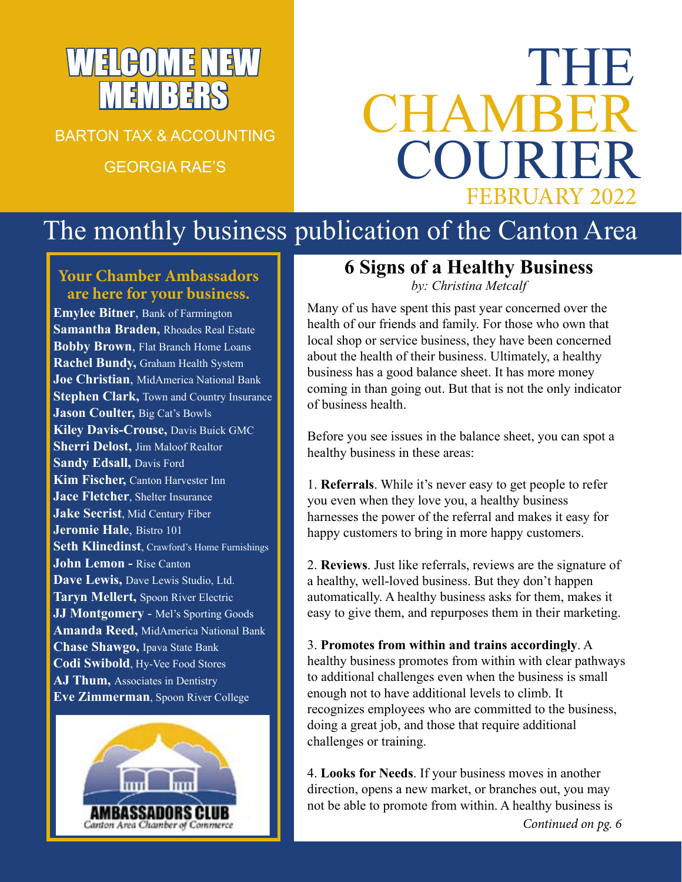# THE CHAMBER COURIER

FEBRUARY 2022

The monthly business publication of the Canton Area

## WELCOME NEW MEMBERS

BARTON TAX & ACCOUNTING

GEORGIA RAE'S

### Your Chamber Ambassadors are here for your business.

**Emylee Bitner**, Bank of Farmington
**Samantha Braden,** Rhoades Real Estate
**Bobby Brown**, Flat Branch Home Loans
**Rachel Bundy,** Graham Health System
**Joe Christian**, MidAmerica National Bank
**Stephen Clark,** Town and Country Insurance
**Jason Coulter,** Big Cat's Bowls
**Kiley Davis-Crouse,** Davis Buick GMC
**Sherri Delost,** Jim Maloof Realtor
**Sandy Edsall,** Davis Ford
**Kim Fischer,** Canton Harvester Inn
**Jace Fletcher**, Shelter Insurance
**Jake Secrist**, Mid Century Fiber
**Jeromie Hale**, Bistro 101
**Seth Klinedinst**, Crawford's Home Furnishings
**John Lemon -** Rise Canton
**Dave Lewis,** Dave Lewis Studio, Ltd.
**Taryn Mellert,** Spoon River Electric
**JJ Montgomery** - Mel's Sporting Goods
**Amanda Reed,** MidAmerica National Bank
**Chase Shawgo,** Ipava State Bank
**Codi Swibold**, Hy-Vee Food Stores
**AJ Thum,** Associates in Dentistry
**Eve Zimmerman**, Spoon River College

AMBASSADORS CLUB
Canton Area Chamber of Commerce

## 6 Signs of a Healthy Business

*by: Christina Metcalf*

Many of us have spent this past year concerned over the health of our friends and family. For those who own that local shop or service business, they have been concerned about the health of their business. Ultimately, a healthy business has a good balance sheet. It has more money coming in than going out. But that is not the only indicator of business health.

Before you see issues in the balance sheet, you can spot a healthy business in these areas:

1. **Referrals**. While it's never easy to get people to refer you even when they love you, a healthy business harnesses the power of the referral and makes it easy for happy customers to bring in more happy customers.

2. **Reviews**. Just like referrals, reviews are the signature of a healthy, well-loved business. But they don't happen automatically. A healthy business asks for them, makes it easy to give them, and repurposes them in their marketing.

3. **Promotes from within and trains accordingly**. A healthy business promotes from within with clear pathways to additional challenges even when the business is small enough not to have additional levels to climb. It recognizes employees who are committed to the business, doing a great job, and those that require additional challenges or training.

4. **Looks for Needs**. If your business moves in another direction, opens a new market, or branches out, you may not be able to promote from within. A healthy business is

*Continued on pg. 6*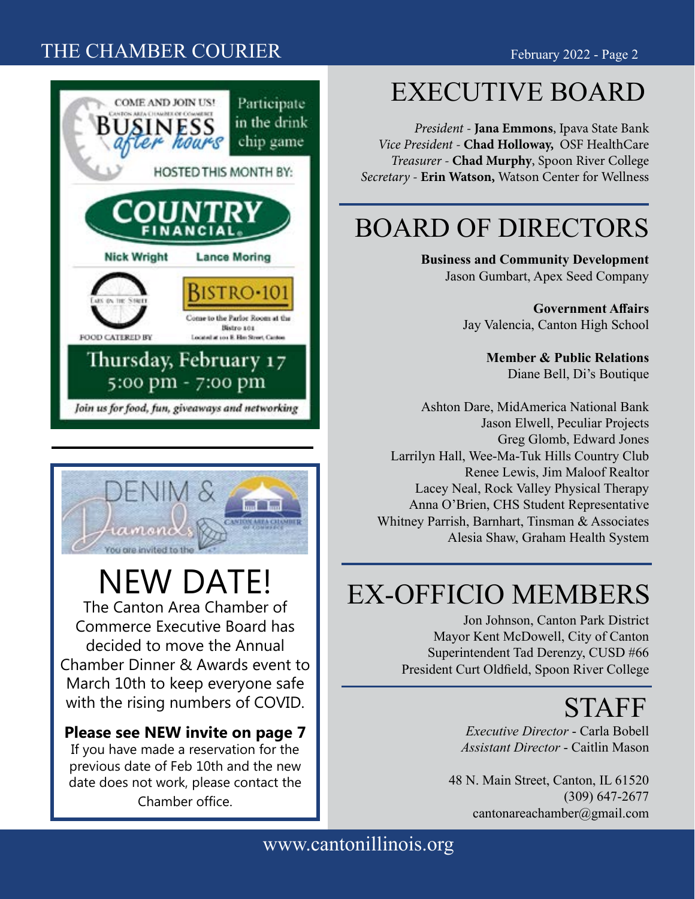COME AND JOIN US!
CANTON AREA CHAMBER OF COMMERCE
BUSINESS *after hours*

Participate in the drink chip game

HOSTED THIS MONTH BY:

**COUNTRY FINANCIAL**

Nick Wright | Lance Moring

FOOD CATERED BY

BISTRO·101

Come to the Parlor Room at the Bistro 101
Located at 101 E. Elm Street, Canton

Thursday, February 17
5:00 pm - 7:00 pm

*Join us for food, fun, giveaways and networking*

---

DENIM & Diamonds

You are invited to the

CANTON AREA CHAMBER OF COMMERCE

# NEW DATE!

The Canton Area Chamber of Commerce Executive Board has decided to move the Annual Chamber Dinner & Awards event to March 10th to keep everyone safe with the rising numbers of COVID.

**Please see NEW invite on page 7**

If you have made a reservation for the previous date of Feb 10th and the new date does not work, please contact the Chamber office.

# EXECUTIVE BOARD

*President* - **Jana Emmons**, Ipava State Bank
*Vice President* - **Chad Holloway,** OSF HealthCare
*Treasurer* - **Chad Murphy**, Spoon River College
*Secretary* - **Erin Watson,** Watson Center for Wellness

# BOARD OF DIRECTORS

**Business and Community Development**
Jason Gumbart, Apex Seed Company

**Government Affairs**
Jay Valencia, Canton High School

**Member & Public Relations**
Diane Bell, Di's Boutique

Ashton Dare, MidAmerica National Bank
Jason Elwell, Peculiar Projects
Greg Glomb, Edward Jones
Larrilyn Hall, Wee-Ma-Tuk Hills Country Club
Renee Lewis, Jim Maloof Realtor
Lacey Neal, Rock Valley Physical Therapy
Anna O'Brien, CHS Student Representative
Whitney Parrish, Barnhart, Tinsman & Associates
Alesia Shaw, Graham Health System

# EX-OFFICIO MEMBERS

Jon Johnson, Canton Park District
Mayor Kent McDowell, City of Canton
Superintendent Tad Derenzy, CUSD #66
President Curt Oldfield, Spoon River College

# STAFF

*Executive Director* - Carla Bobell
*Assistant Director* - Caitlin Mason

48 N. Main Street, Canton, IL 61520
(309) 647-2677
cantonareachamber@gmail.com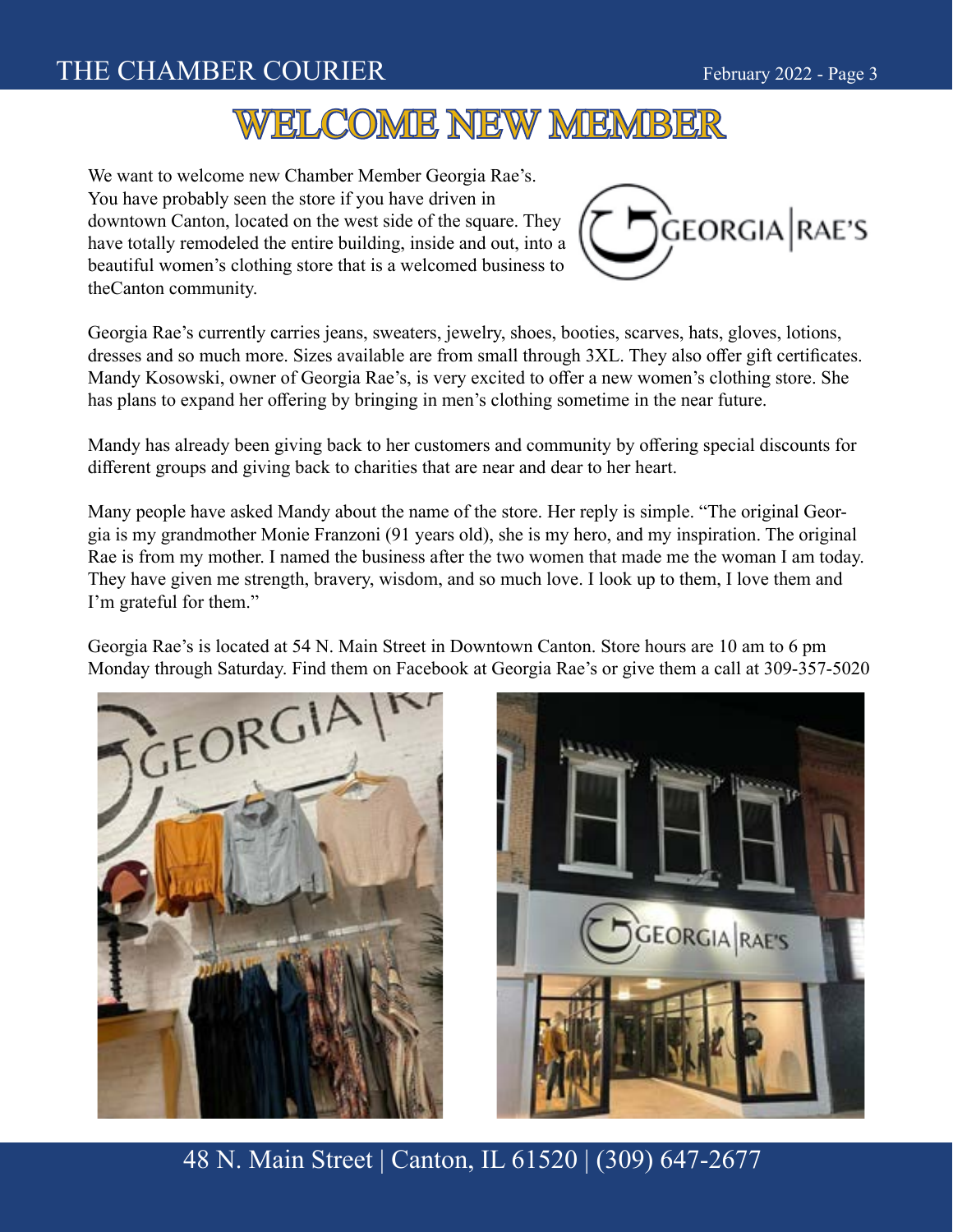# WELCOME NEW MEMBER

We want to welcome new Chamber Member Georgia Rae's. You have probably seen the store if you have driven in downtown Canton, located on the west side of the square. They have totally remodeled the entire building, inside and out, into a beautiful women's clothing store that is a welcomed business to theCanton community.

Georgia Rae's currently carries jeans, sweaters, jewelry, shoes, booties, scarves, hats, gloves, lotions, dresses and so much more. Sizes available are from small through 3XL. They also offer gift certificates. Mandy Kosowski, owner of Georgia Rae's, is very excited to offer a new women's clothing store. She has plans to expand her offering by bringing in men's clothing sometime in the near future.

Mandy has already been giving back to her customers and community by offering special discounts for different groups and giving back to charities that are near and dear to her heart.

Many people have asked Mandy about the name of the store. Her reply is simple. "The original Georgia is my grandmother Monie Franzoni (91 years old), she is my hero, and my inspiration. The original Rae is from my mother. I named the business after the two women that made me the woman I am today. They have given me strength, bravery, wisdom, and so much love. I look up to them, I love them and I'm grateful for them."

Georgia Rae's is located at 54 N. Main Street in Downtown Canton. Store hours are 10 am to 6 pm Monday through Saturday. Find them on Facebook at Georgia Rae's or give them a call at 309-357-5020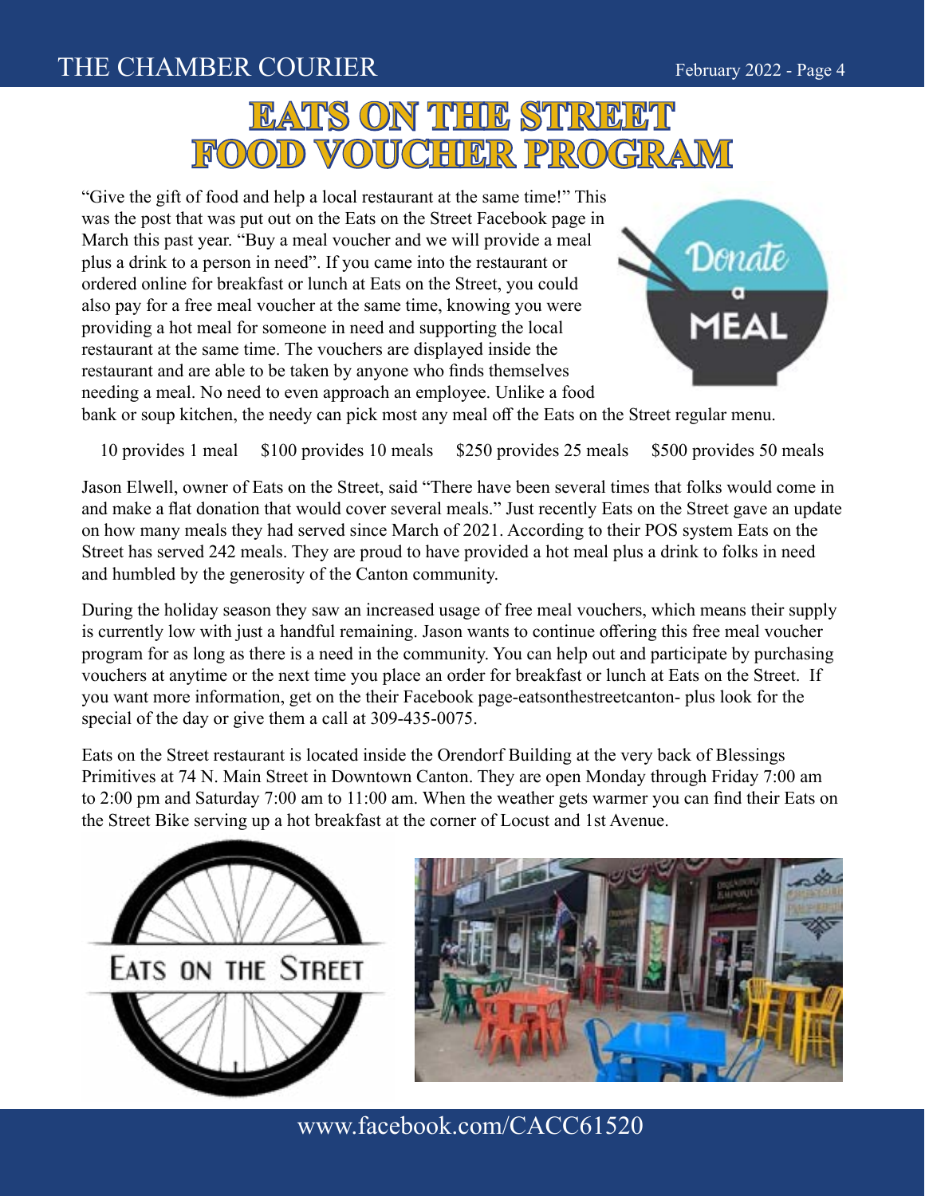# EATS ON THE STREET FOOD VOUCHER PROGRAM

"Give the gift of food and help a local restaurant at the same time!" This was the post that was put out on the Eats on the Street Facebook page in March this past year. "Buy a meal voucher and we will provide a meal plus a drink to a person in need". If you came into the restaurant or ordered online for breakfast or lunch at Eats on the Street, you could also pay for a free meal voucher at the same time, knowing you were providing a hot meal for someone in need and supporting the local restaurant at the same time. The vouchers are displayed inside the restaurant and are able to be taken by anyone who finds themselves needing a meal. No need to even approach an employee. Unlike a food bank or soup kitchen, the needy can pick most any meal off the Eats on the Street regular menu.

10 provides 1 meal    $100 provides 10 meals    $250 provides 25 meals    $500 provides 50 meals

Jason Elwell, owner of Eats on the Street, said "There have been several times that folks would come in and make a flat donation that would cover several meals." Just recently Eats on the Street gave an update on how many meals they had served since March of 2021. According to their POS system Eats on the Street has served 242 meals. They are proud to have provided a hot meal plus a drink to folks in need and humbled by the generosity of the Canton community.

During the holiday season they saw an increased usage of free meal vouchers, which means their supply is currently low with just a handful remaining. Jason wants to continue offering this free meal voucher program for as long as there is a need in the community. You can help out and participate by purchasing vouchers at anytime or the next time you place an order for breakfast or lunch at Eats on the Street. If you want more information, get on the their Facebook page-eatsonthestreetcanton- plus look for the special of the day or give them a call at 309-435-0075.

Eats on the Street restaurant is located inside the Orendorf Building at the very back of Blessings Primitives at 74 N. Main Street in Downtown Canton. They are open Monday through Friday 7:00 am to 2:00 pm and Saturday 7:00 am to 11:00 am. When the weather gets warmer you can find their Eats on the Street Bike serving up a hot breakfast at the corner of Locust and 1st Avenue.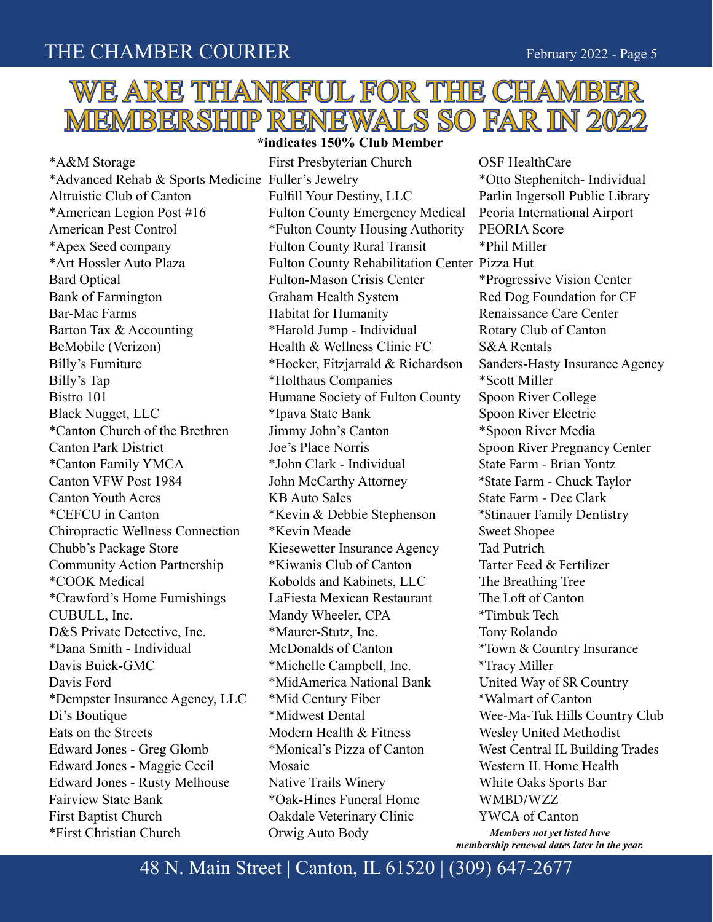# WE ARE THANKFUL FOR THE CHAMBER MEMBERSHIP RENEWALS SO FAR IN 2022

**\*indicates 150% Club Member**

*A&M Storage
*Advanced Rehab & Sports Medicine
Altruistic Club of Canton
*American Legion Post #16
American Pest Control
*Apex Seed company
*Art Hossler Auto Plaza
Bard Optical
Bank of Farmington
Bar-Mac Farms
Barton Tax & Accounting
BeMobile (Verizon)
Billy's Furniture
Billy's Tap
Bistro 101
Black Nugget, LLC
*Canton Church of the Brethren
Canton Park District
*Canton Family YMCA
Canton VFW Post 1984
Canton Youth Acres
*CEFCU in Canton
Chiropractic Wellness Connection
Chubb's Package Store
Community Action Partnership
*COOK Medical
*Crawford's Home Furnishings
CUBULL, Inc.
D&S Private Detective, Inc.
*Dana Smith - Individual
Davis Buick-GMC
Davis Ford
*Dempster Insurance Agency, LLC
Di's Boutique
Eats on the Streets
Edward Jones - Greg Glomb
Edward Jones - Maggie Cecil
Edward Jones - Rusty Melhouse
Fairview State Bank
First Baptist Church
*First Christian Church
First Presbyterian Church
Fuller's Jewelry
Fulfill Your Destiny, LLC
Fulton County Emergency Medical
*Fulton County Housing Authority
Fulton County Rural Transit
Fulton County Rehabilitation Center
Fulton-Mason Crisis Center
Graham Health System
Habitat for Humanity
*Harold Jump - Individual
Health & Wellness Clinic FC
*Hocker, Fitzjarrald & Richardson
*Holthaus Companies
Humane Society of Fulton County
*Ipava State Bank
Jimmy John's Canton
Joe's Place Norris
*John Clark - Individual
John McCarthy Attorney
KB Auto Sales
*Kevin & Debbie Stephenson
*Kevin Meade
Kiesewetter Insurance Agency
*Kiwanis Club of Canton
Kobolds and Kabinets, LLC
LaFiesta Mexican Restaurant
Mandy Wheeler, CPA
*Maurer-Stutz, Inc.
McDonalds of Canton
*Michelle Campbell, Inc.
*MidAmerica National Bank
*Mid Century Fiber
*Midwest Dental
Modern Health & Fitness
*Monical's Pizza of Canton
Mosaic
Native Trails Winery
*Oak-Hines Funeral Home
Oakdale Veterinary Clinic
Orwig Auto Body
OSF HealthCare
*Otto Stephenitch- Individual
Parlin Ingersoll Public Library
Peoria International Airport
PEORIA Score
*Phil Miller
Pizza Hut
*Progressive Vision Center
Red Dog Foundation for CF
Renaissance Care Center
Rotary Club of Canton
S&A Rentals
Sanders-Hasty Insurance Agency
*Scott Miller
Spoon River College
Spoon River Electric
*Spoon River Media
Spoon River Pregnancy Center
State Farm - Brian Yontz
*State Farm - Chuck Taylor
State Farm - Dee Clark
*Stinauer Family Dentistry
Sweet Shopee
Tad Putrich
Tarter Feed & Fertilizer
The Breathing Tree
The Loft of Canton
*Timbuk Tech
Tony Rolando
*Town & Country Insurance
*Tracy Miller
United Way of SR Country
*Walmart of Canton
Wee-Ma-Tuk Hills Country Club
Wesley United Methodist
West Central IL Building Trades
Western IL Home Health
White Oaks Sports Bar
WMBD/WZZ
YWCA of Canton

***Members not yet listed have membership renewal dates later in the year.***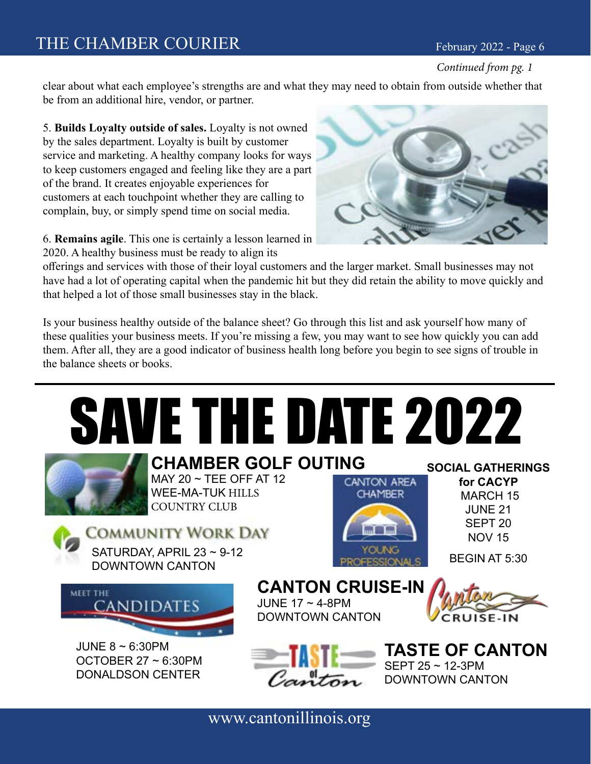*Continued from pg. 1*

clear about what each employee's strengths are and what they may need to obtain from outside whether that be from an additional hire, vendor, or partner.

5. **Builds Loyalty outside of sales.** Loyalty is not owned by the sales department. Loyalty is built by customer service and marketing. A healthy company looks for ways to keep customers engaged and feeling like they are a part of the brand. It creates enjoyable experiences for customers at each touchpoint whether they are calling to complain, buy, or simply spend time on social media.

6. **Remains agile**. This one is certainly a lesson learned in 2020. A healthy business must be ready to align its offerings and services with those of their loyal customers and the larger market. Small businesses may not have had a lot of operating capital when the pandemic hit but they did retain the ability to move quickly and that helped a lot of those small businesses stay in the black.

Is your business healthy outside of the balance sheet? Go through this list and ask yourself how many of these qualities your business meets. If you're missing a few, you may want to see how quickly you can add them. After all, they are a good indicator of business health long before you begin to see signs of trouble in the balance sheets or books.

---

# SAVE THE DATE 2022

## CHAMBER GOLF OUTING

MAY 20 ~ TEE OFF AT 12
WEE-MA-TUK HILLS COUNTRY CLUB

## COMMUNITY WORK DAY

SATURDAY, APRIL 23 ~ 9-12
DOWNTOWN CANTON

## SOCIAL GATHERINGS for CACYP

CANTON AREA CHAMBER YOUNG PROFESSIONALS

MARCH 15
JUNE 21
SEPT 20
NOV 15

BEGIN AT 5:30

## MEET THE CANDIDATES

JUNE 8 ~ 6:30PM
OCTOBER 27 ~ 6:30PM
DONALDSON CENTER

## CANTON CRUISE-IN

JUNE 17 ~ 4-8PM
DOWNTOWN CANTON

## TASTE OF CANTON

SEPT 25 ~ 12-3PM
DOWNTOWN CANTON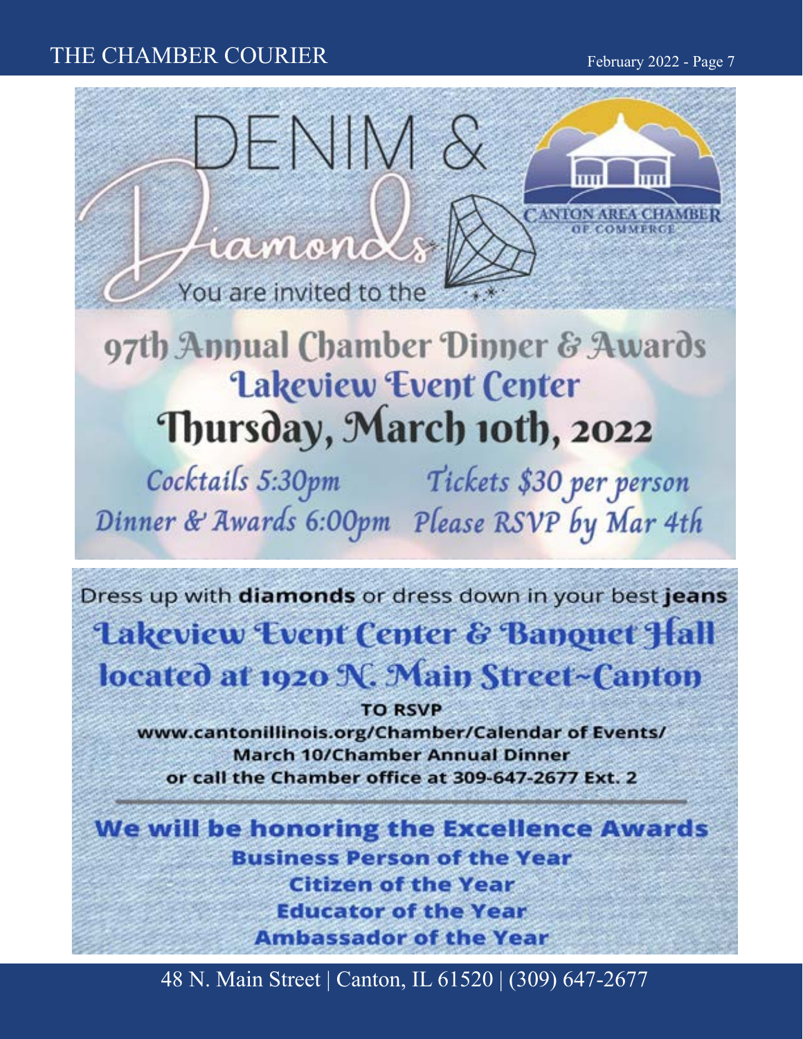# DENIM & Diamonds

CANTON AREA CHAMBER OF COMMERCE

You are invited to the

## 97th Annual Chamber Dinner & Awards

## Lakeview Event Center

## Thursday, March 10th, 2022

*Cocktails 5:30pm*
*Dinner & Awards 6:00pm*

*Tickets $30 per person*
*Please RSVP by Mar 4th*

Dress up with **diamonds** or dress down in your best **jeans**

## Lakeview Event Center & Banquet Hall

## located at 1920 N. Main Street~Canton

**TO RSVP**

**www.cantonillinois.org/Chamber/Calendar of Events/**
**March 10/Chamber Annual Dinner**
**or call the Chamber office at 309-647-2677 Ext. 2**

---

## We will be honoring the Excellence Awards

**Business Person of the Year**
**Citizen of the Year**
**Educator of the Year**
**Ambassador of the Year**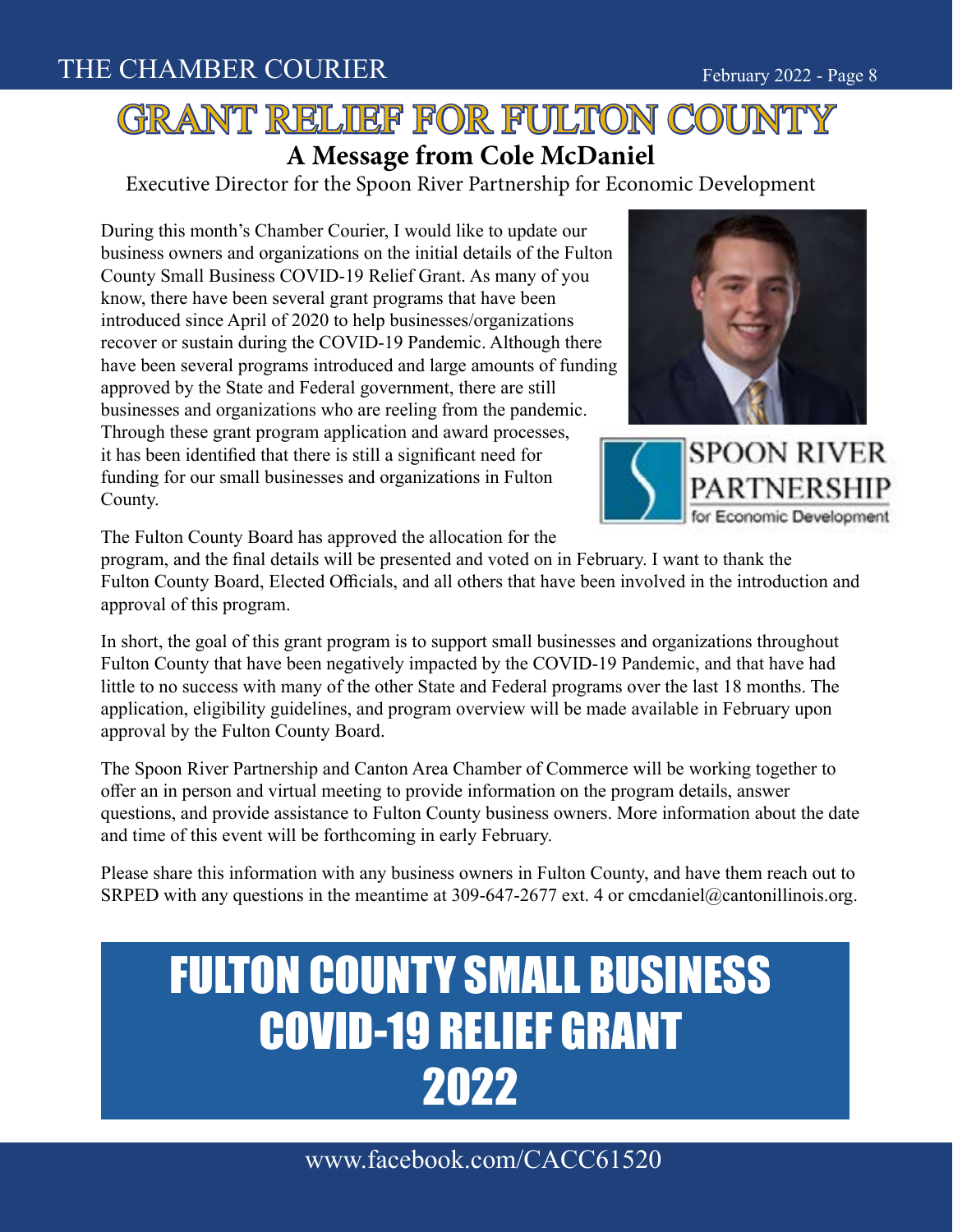# GRANT RELIEF FOR FULTON COUNTY

## A Message from Cole McDaniel

Executive Director for the Spoon River Partnership for Economic Development

During this month's Chamber Courier, I would like to update our business owners and organizations on the initial details of the Fulton County Small Business COVID-19 Relief Grant. As many of you know, there have been several grant programs that have been introduced since April of 2020 to help businesses/organizations recover or sustain during the COVID-19 Pandemic. Although there have been several programs introduced and large amounts of funding approved by the State and Federal government, there are still businesses and organizations who are reeling from the pandemic. Through these grant program application and award processes, it has been identified that there is still a significant need for funding for our small businesses and organizations in Fulton County.

SPOON RIVER PARTNERSHIP for Economic Development

The Fulton County Board has approved the allocation for the program, and the final details will be presented and voted on in February. I want to thank the Fulton County Board, Elected Officials, and all others that have been involved in the introduction and approval of this program.

In short, the goal of this grant program is to support small businesses and organizations throughout Fulton County that have been negatively impacted by the COVID-19 Pandemic, and that have had little to no success with many of the other State and Federal programs over the last 18 months. The application, eligibility guidelines, and program overview will be made available in February upon approval by the Fulton County Board.

The Spoon River Partnership and Canton Area Chamber of Commerce will be working together to offer an in person and virtual meeting to provide information on the program details, answer questions, and provide assistance to Fulton County business owners. More information about the date and time of this event will be forthcoming in early February.

Please share this information with any business owners in Fulton County, and have them reach out to SRPED with any questions in the meantime at 309-647-2677 ext. 4 or cmcdaniel@cantonillinois.org.

# FULTON COUNTY SMALL BUSINESS COVID-19 RELIEF GRANT 2022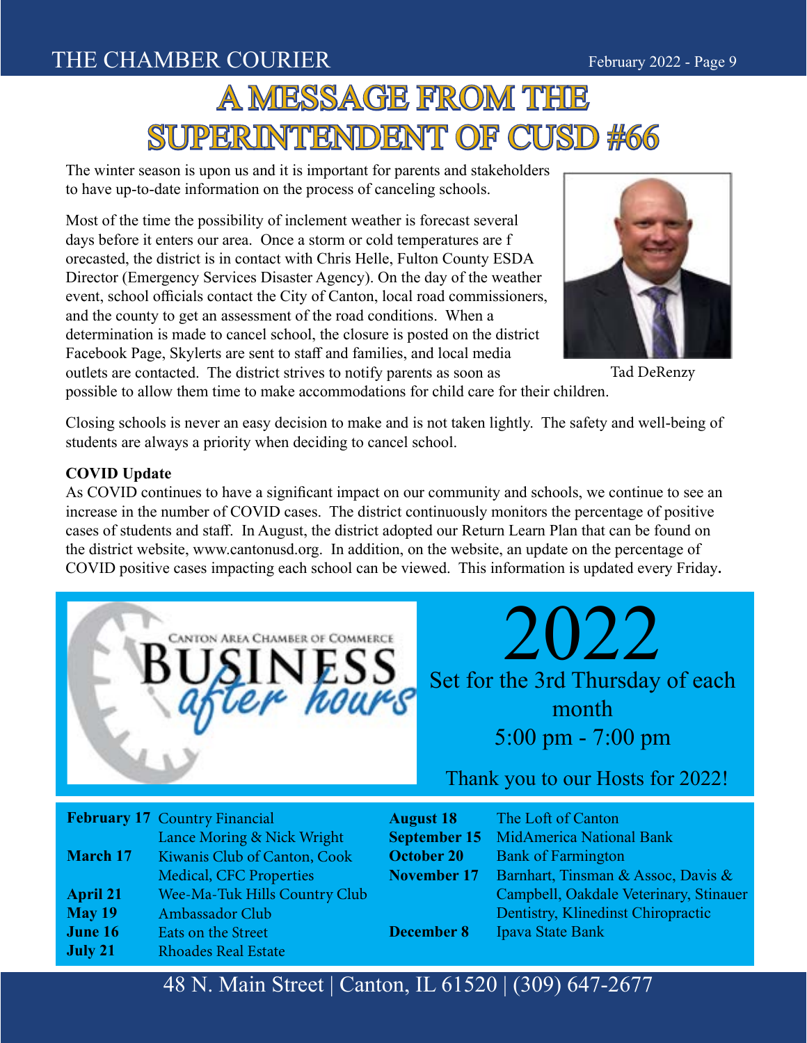# A MESSAGE FROM THE SUPERINTENDENT OF CUSD #66

The winter season is upon us and it is important for parents and stakeholders to have up-to-date information on the process of canceling schools.

Most of the time the possibility of inclement weather is forecast several days before it enters our area. Once a storm or cold temperatures are forecasted, the district is in contact with Chris Helle, Fulton County ESDA Director (Emergency Services Disaster Agency). On the day of the weather event, school officials contact the City of Canton, local road commissioners, and the county to get an assessment of the road conditions. When a determination is made to cancel school, the closure is posted on the district Facebook Page, Skylerts are sent to staff and families, and local media outlets are contacted. The district strives to notify parents as soon as possible to allow them time to make accommodations for child care for their children.

Tad DeRenzy

Closing schools is never an easy decision to make and is not taken lightly. The safety and well-being of students are always a priority when deciding to cancel school.

**COVID Update**

As COVID continues to have a significant impact on our community and schools, we continue to see an increase in the number of COVID cases. The district continuously monitors the percentage of positive cases of students and staff. In August, the district adopted our Return Learn Plan that can be found on the district website, www.cantonusd.org. In addition, on the website, an update on the percentage of COVID positive cases impacting each school can be viewed. This information is updated every Friday.

Canton Area Chamber of Commerce

## Business *after hours*

# 2022

Set for the 3rd Thursday of each month

5:00 pm - 7:00 pm

Thank you to our Hosts for 2022!

| Date | Host |
|---|---|
| **February 17** | Country Financial Lance Moring & Nick Wright |
| **March 17** | Kiwanis Club of Canton, Cook Medical, CFC Properties |
| **April 21** | Wee-Ma-Tuk Hills Country Club |
| **May 19** | Ambassador Club |
| **June 16** | Eats on the Street |
| **July 21** | Rhoades Real Estate |
| **August 18** | The Loft of Canton |
| **September 15** | MidAmerica National Bank |
| **October 20** | Bank of Farmington |
| **November 17** | Barnhart, Tinsman & Assoc, Davis & Campbell, Oakdale Veterinary, Stinauer Dentistry, Klinedinst Chiropractic |
| **December 8** | Ipava State Bank |

48 N. Main Street | Canton, IL 61520 | (309) 647-2677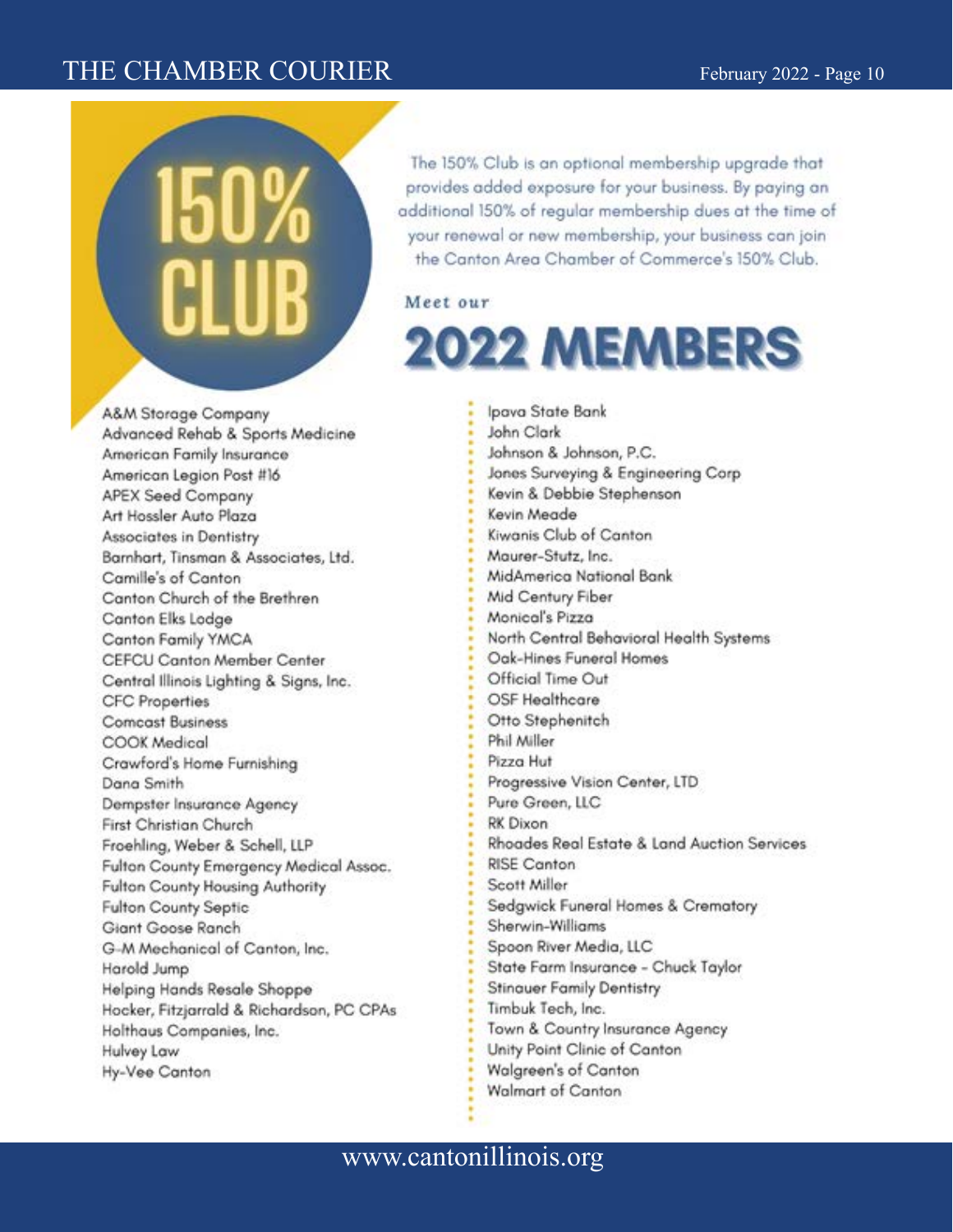# 150% CLUB

The 150% Club is an optional membership upgrade that provides added exposure for your business. By paying an additional 150% of regular membership dues at the time of your renewal or new membership, your business can join the Canton Area Chamber of Commerce's 150% Club.

*Meet our*

## 2022 MEMBERS

A&M Storage Company
Advanced Rehab & Sports Medicine
American Family Insurance
American Legion Post #16
APEX Seed Company
Art Hossler Auto Plaza
Associates in Dentistry
Barnhart, Tinsman & Associates, Ltd.
Camille's of Canton
Canton Church of the Brethren
Canton Elks Lodge
Canton Family YMCA
CEFCU Canton Member Center
Central Illinois Lighting & Signs, Inc.
CFC Properties
Comcast Business
COOK Medical
Crawford's Home Furnishing
Dana Smith
Dempster Insurance Agency
First Christian Church
Froehling, Weber & Schell, LLP
Fulton County Emergency Medical Assoc.
Fulton County Housing Authority
Fulton County Septic
Giant Goose Ranch
G-M Mechanical of Canton, Inc.
Harold Jump
Helping Hands Resale Shoppe
Hocker, Fitzjarrald & Richardson, PC CPAs
Holthaus Companies, Inc.
Hulvey Law
Hy-Vee Canton
Ipava State Bank
John Clark
Johnson & Johnson, P.C.
Jones Surveying & Engineering Corp
Kevin & Debbie Stephenson
Kevin Meade
Kiwanis Club of Canton
Maurer-Stutz, Inc.
MidAmerica National Bank
Mid Century Fiber
Monical's Pizza
North Central Behavioral Health Systems
Oak-Hines Funeral Homes
Official Time Out
OSF Healthcare
Otto Stephenitch
Phil Miller
Pizza Hut
Progressive Vision Center, LTD
Pure Green, LLC
RK Dixon
Rhoades Real Estate & Land Auction Services
RISE Canton
Scott Miller
Sedgwick Funeral Homes & Crematory
Sherwin-Williams
Spoon River Media, LLC
State Farm Insurance - Chuck Taylor
Stinauer Family Dentistry
Timbuk Tech, Inc.
Town & Country Insurance Agency
Unity Point Clinic of Canton
Walgreen's of Canton
Walmart of Canton